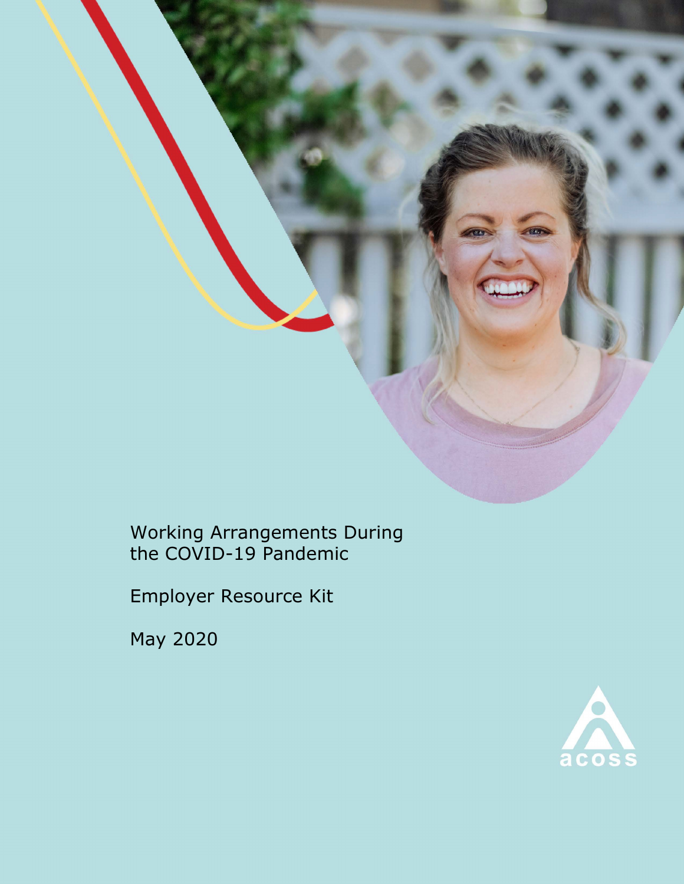# Working Arrangements During the COVID-19 Pandemic

## Employer Resource Kit

May 2020

acoss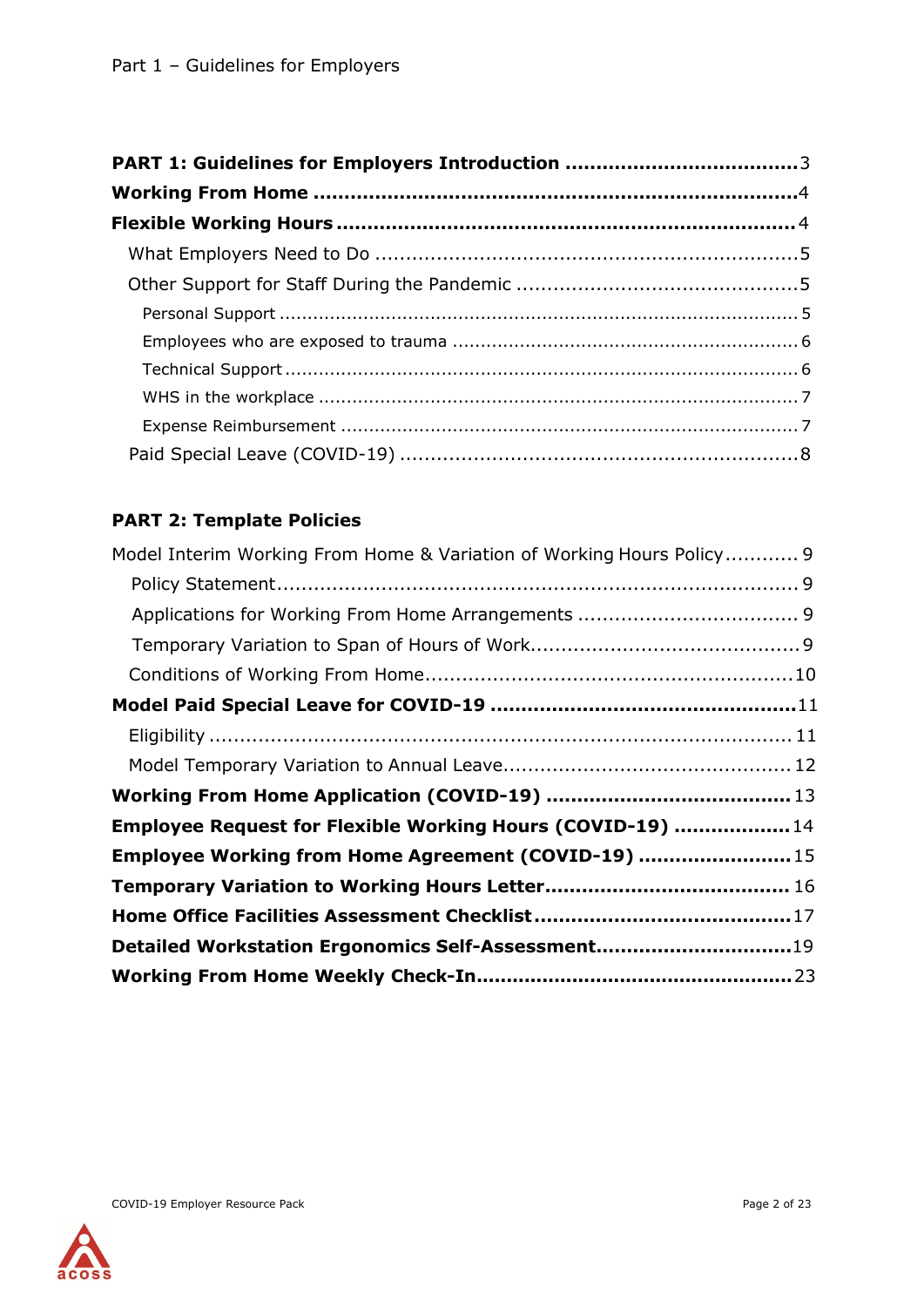**PART 1: Guidelines for Employers Introduction** .................................... 3

**Working From Home** ............................................................................ 4

**Flexible Working Hours** ......................................................................... 4

- What Employers Need to Do .................................................................... 5
- Other Support for Staff During the Pandemic ............................................ 5
  - Personal Support .................................................................................. 5
  - Employees who are exposed to trauma ................................................... 6
  - Technical Support .................................................................................. 6
  - WHS in the workplace ............................................................................ 7
  - Expense Reimbursement ........................................................................ 7
- Paid Special Leave (COVID-19) ................................................................. 8

**PART 2: Template Policies**

Model Interim Working From Home & Variation of Working Hours Policy ............ 9

- Policy Statement ..................................................................................... 9
- Applications for Working From Home Arrangements .................................... 9
- Temporary Variation to Span of Hours of Work ........................................... 9
- Conditions of Working From Home ........................................................... 10

**Model Paid Special Leave for COVID-19** ................................................... 11

- Eligibility ............................................................................................... 11
- Model Temporary Variation to Annual Leave .............................................. 12

**Working From Home Application (COVID-19)** ............................................ 13

**Employee Request for Flexible Working Hours (COVID-19)** ......................... 14

**Employee Working from Home Agreement (COVID-19)** ............................... 15

**Temporary Variation to Working Hours Letter** ........................................... 16

**Home Office Facilities Assessment Checklist** ............................................. 17

**Detailed Workstation Ergonomics Self-Assessment** ..................................... 19

**Working From Home Weekly Check-In** ....................................................... 23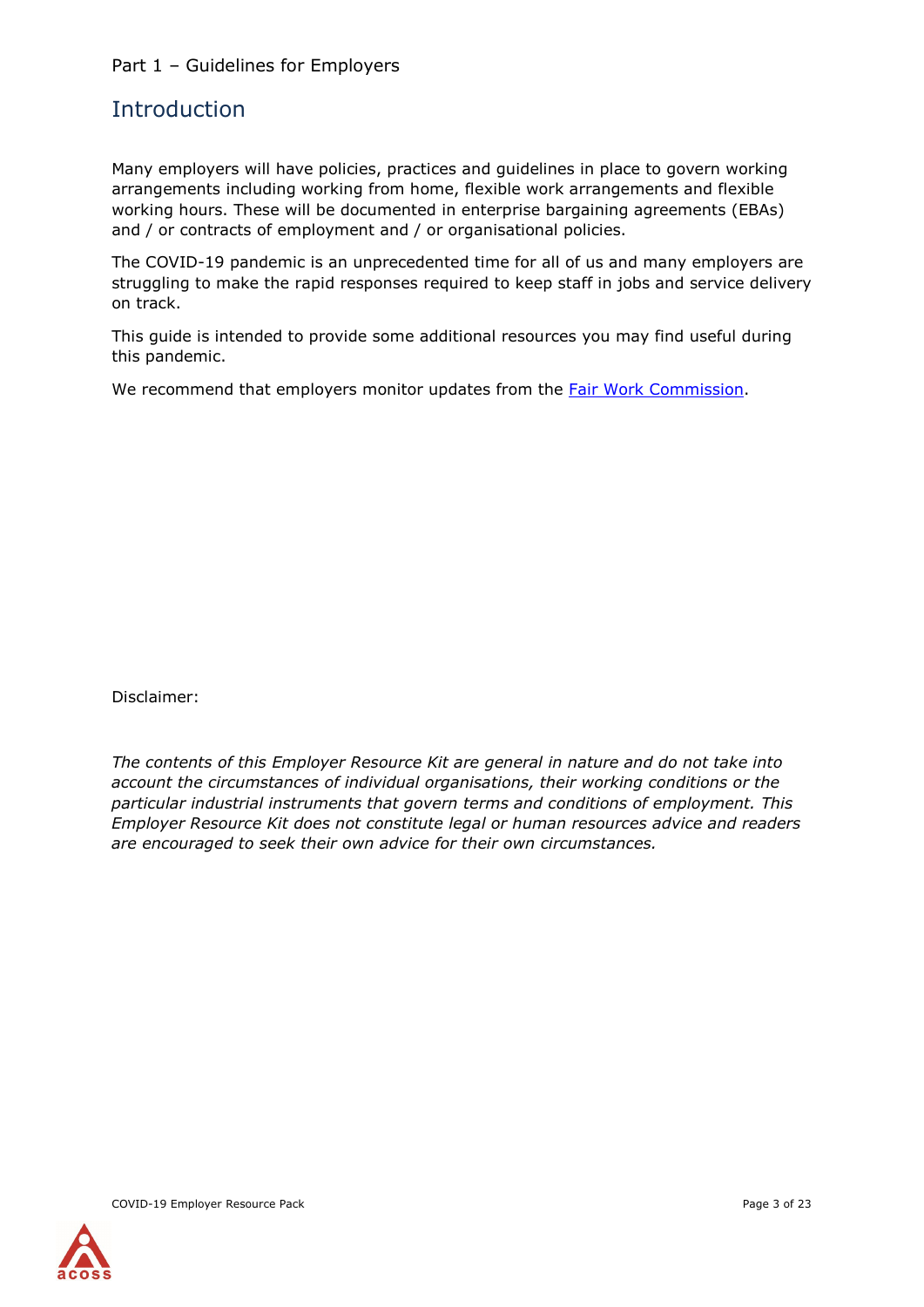Part 1 – Guidelines for Employers

## Introduction

Many employers will have policies, practices and guidelines in place to govern working arrangements including working from home, flexible work arrangements and flexible working hours. These will be documented in enterprise bargaining agreements (EBAs) and / or contracts of employment and / or organisational policies.

The COVID-19 pandemic is an unprecedented time for all of us and many employers are struggling to make the rapid responses required to keep staff in jobs and service delivery on track.

This guide is intended to provide some additional resources you may find useful during this pandemic.

We recommend that employers monitor updates from the Fair Work Commission.

Disclaimer:

*The contents of this Employer Resource Kit are general in nature and do not take into account the circumstances of individual organisations, their working conditions or the particular industrial instruments that govern terms and conditions of employment. This Employer Resource Kit does not constitute legal or human resources advice and readers are encouraged to seek their own advice for their own circumstances.*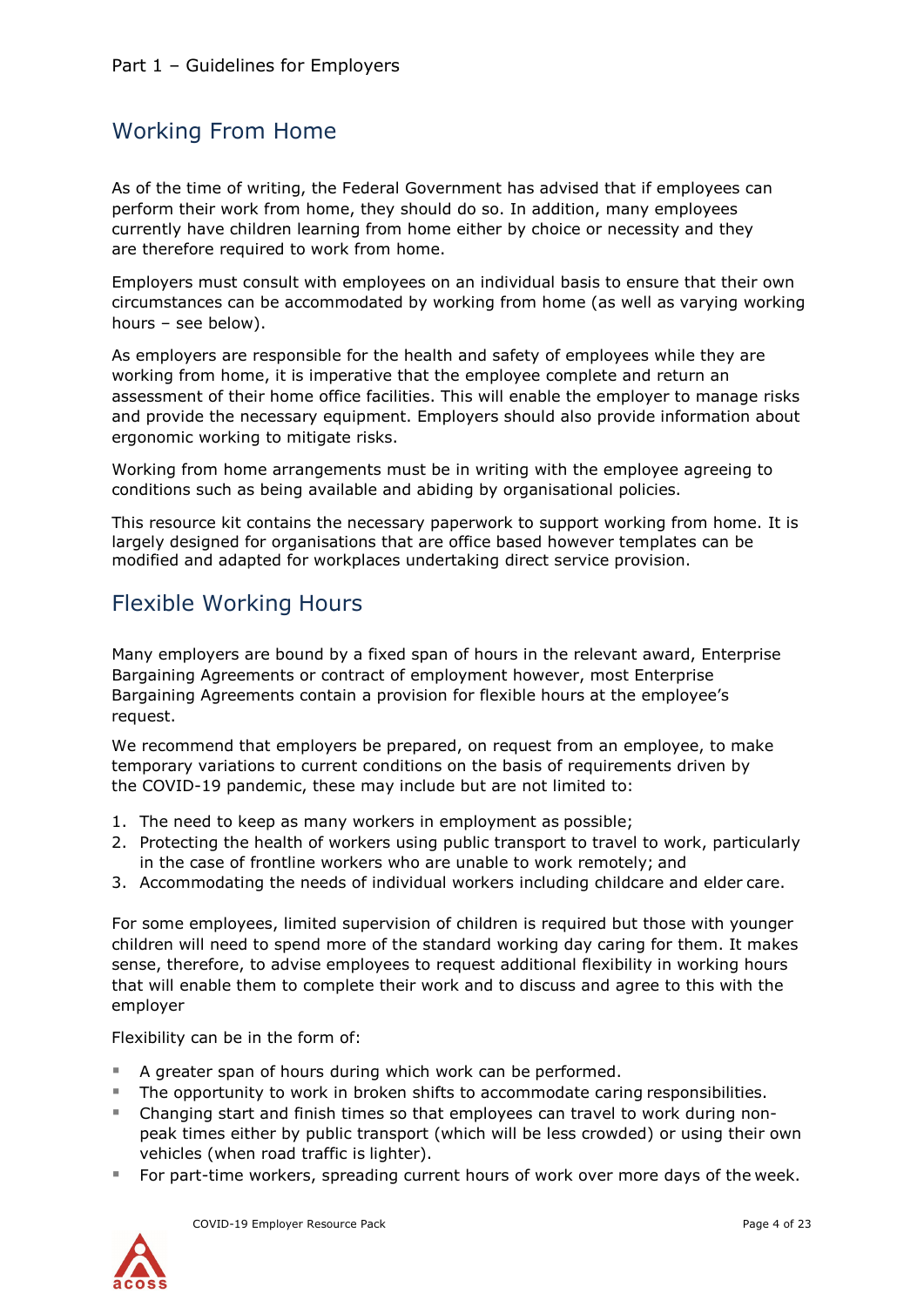## Working From Home

As of the time of writing, the Federal Government has advised that if employees can perform their work from home, they should do so. In addition, many employees currently have children learning from home either by choice or necessity and they are therefore required to work from home.

Employers must consult with employees on an individual basis to ensure that their own circumstances can be accommodated by working from home (as well as varying working hours – see below).

As employers are responsible for the health and safety of employees while they are working from home, it is imperative that the employee complete and return an assessment of their home office facilities. This will enable the employer to manage risks and provide the necessary equipment. Employers should also provide information about ergonomic working to mitigate risks.

Working from home arrangements must be in writing with the employee agreeing to conditions such as being available and abiding by organisational policies.

This resource kit contains the necessary paperwork to support working from home. It is largely designed for organisations that are office based however templates can be modified and adapted for workplaces undertaking direct service provision.

## Flexible Working Hours

Many employers are bound by a fixed span of hours in the relevant award, Enterprise Bargaining Agreements or contract of employment however, most Enterprise Bargaining Agreements contain a provision for flexible hours at the employee's request.

We recommend that employers be prepared, on request from an employee, to make temporary variations to current conditions on the basis of requirements driven by the COVID-19 pandemic, these may include but are not limited to:

1. The need to keep as many workers in employment as possible;
2. Protecting the health of workers using public transport to travel to work, particularly in the case of frontline workers who are unable to work remotely; and
3. Accommodating the needs of individual workers including childcare and elder care.

For some employees, limited supervision of children is required but those with younger children will need to spend more of the standard working day caring for them. It makes sense, therefore, to advise employees to request additional flexibility in working hours that will enable them to complete their work and to discuss and agree to this with the employer

Flexibility can be in the form of:

- A greater span of hours during which work can be performed.
- The opportunity to work in broken shifts to accommodate caring responsibilities.
- Changing start and finish times so that employees can travel to work during non-peak times either by public transport (which will be less crowded) or using their own vehicles (when road traffic is lighter).
- For part-time workers, spreading current hours of work over more days of the week.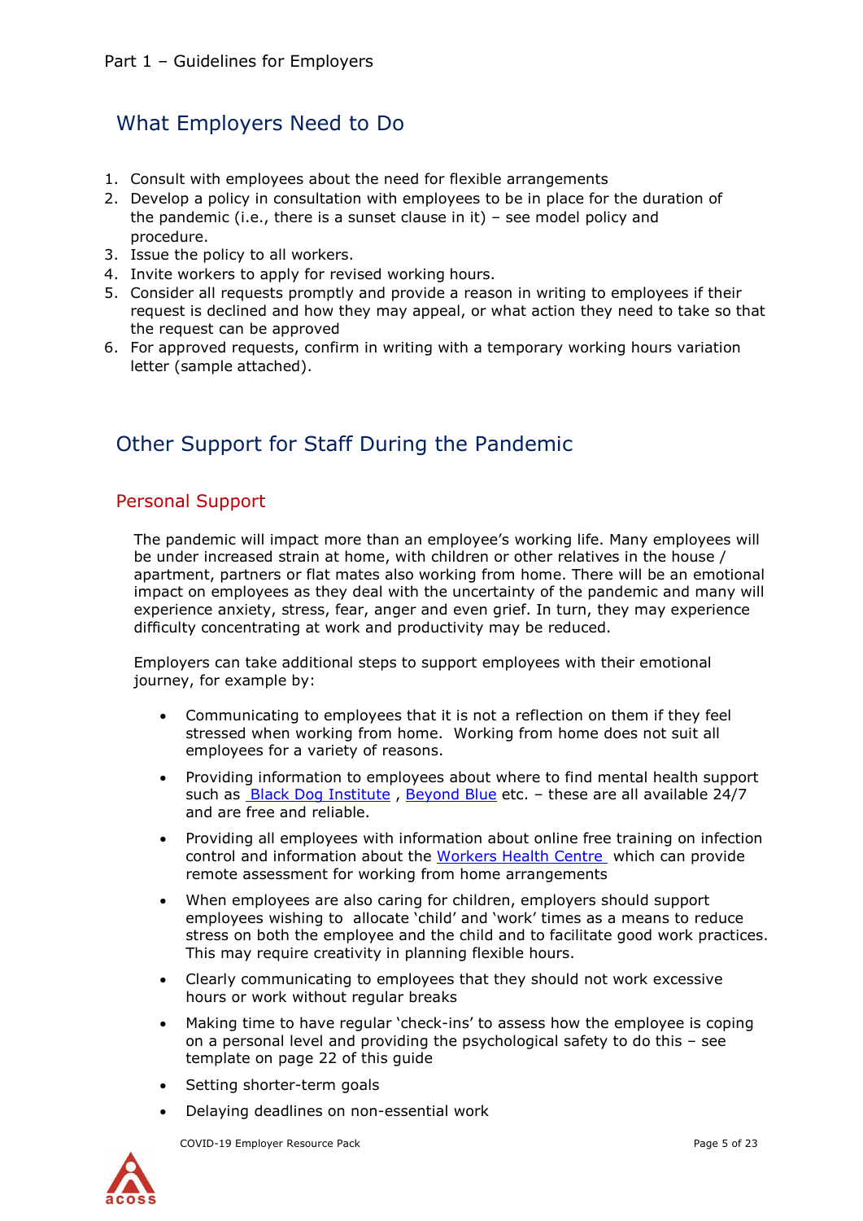Part 1 – Guidelines for Employers

## What Employers Need to Do

1. Consult with employees about the need for flexible arrangements
2. Develop a policy in consultation with employees to be in place for the duration of the pandemic (i.e., there is a sunset clause in it) – see model policy and procedure.
3. Issue the policy to all workers.
4. Invite workers to apply for revised working hours.
5. Consider all requests promptly and provide a reason in writing to employees if their request is declined and how they may appeal, or what action they need to take so that the request can be approved
6. For approved requests, confirm in writing with a temporary working hours variation letter (sample attached).

## Other Support for Staff During the Pandemic

### Personal Support

The pandemic will impact more than an employee's working life. Many employees will be under increased strain at home, with children or other relatives in the house / apartment, partners or flat mates also working from home. There will be an emotional impact on employees as they deal with the uncertainty of the pandemic and many will experience anxiety, stress, fear, anger and even grief. In turn, they may experience difficulty concentrating at work and productivity may be reduced.

Employers can take additional steps to support employees with their emotional journey, for example by:

- Communicating to employees that it is not a reflection on them if they feel stressed when working from home. Working from home does not suit all employees for a variety of reasons.
- Providing information to employees about where to find mental health support such as Black Dog Institute , Beyond Blue etc. – these are all available 24/7 and are free and reliable.
- Providing all employees with information about online free training on infection control and information about the Workers Health Centre which can provide remote assessment for working from home arrangements
- When employees are also caring for children, employers should support employees wishing to allocate 'child' and 'work' times as a means to reduce stress on both the employee and the child and to facilitate good work practices. This may require creativity in planning flexible hours.
- Clearly communicating to employees that they should not work excessive hours or work without regular breaks
- Making time to have regular 'check-ins' to assess how the employee is coping on a personal level and providing the psychological safety to do this – see template on page 22 of this guide
- Setting shorter-term goals
- Delaying deadlines on non-essential work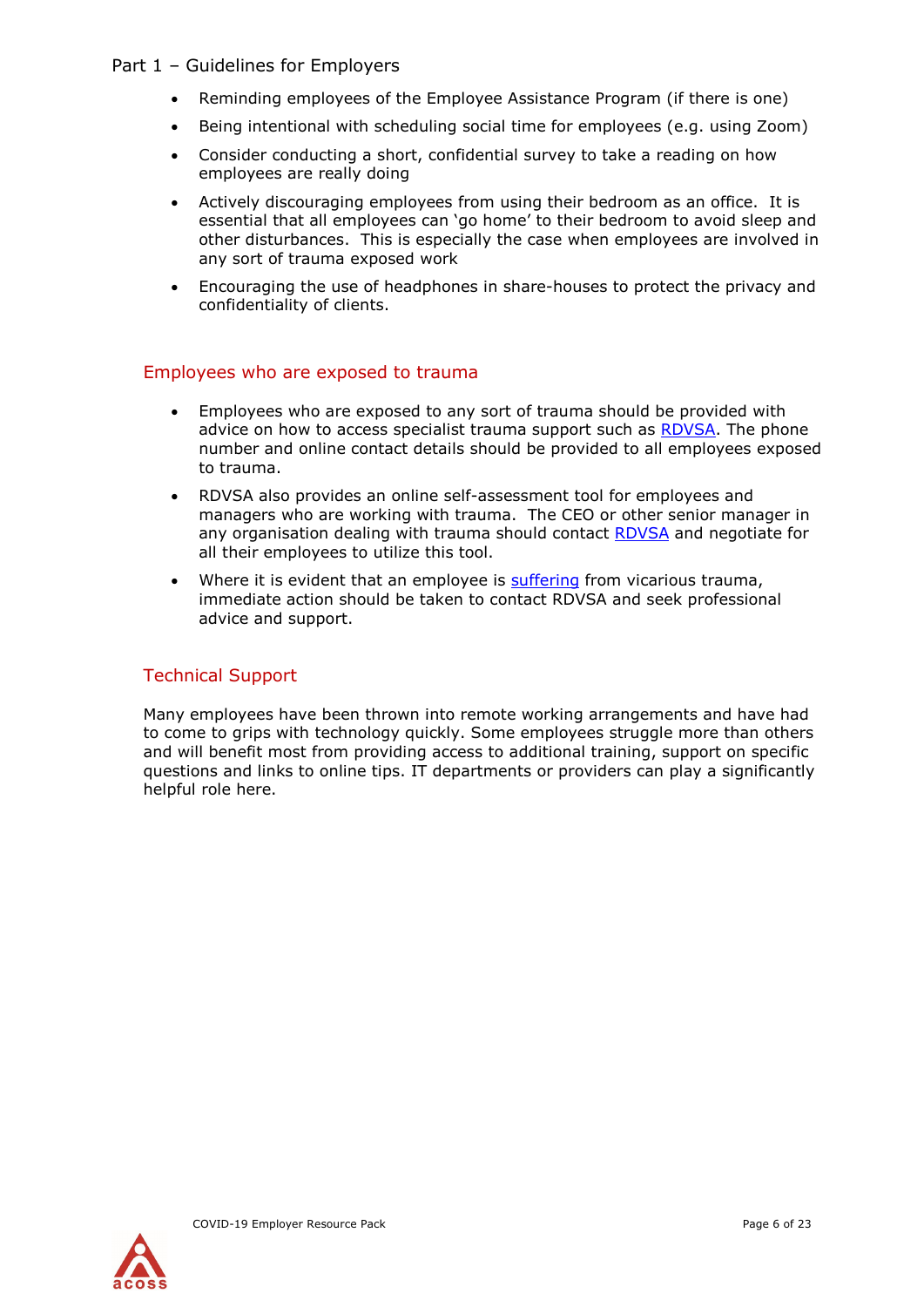- Reminding employees of the Employee Assistance Program (if there is one)
- Being intentional with scheduling social time for employees (e.g. using Zoom)
- Consider conducting a short, confidential survey to take a reading on how employees are really doing
- Actively discouraging employees from using their bedroom as an office. It is essential that all employees can 'go home' to their bedroom to avoid sleep and other disturbances. This is especially the case when employees are involved in any sort of trauma exposed work
- Encouraging the use of headphones in share-houses to protect the privacy and confidentiality of clients.

## Employees who are exposed to trauma

- Employees who are exposed to any sort of trauma should be provided with advice on how to access specialist trauma support such as RDVSA. The phone number and online contact details should be provided to all employees exposed to trauma.
- RDVSA also provides an online self-assessment tool for employees and managers who are working with trauma. The CEO or other senior manager in any organisation dealing with trauma should contact RDVSA and negotiate for all their employees to utilize this tool.
- Where it is evident that an employee is suffering from vicarious trauma, immediate action should be taken to contact RDVSA and seek professional advice and support.

## Technical Support

Many employees have been thrown into remote working arrangements and have had to come to grips with technology quickly. Some employees struggle more than others and will benefit most from providing access to additional training, support on specific questions and links to online tips. IT departments or providers can play a significantly helpful role here.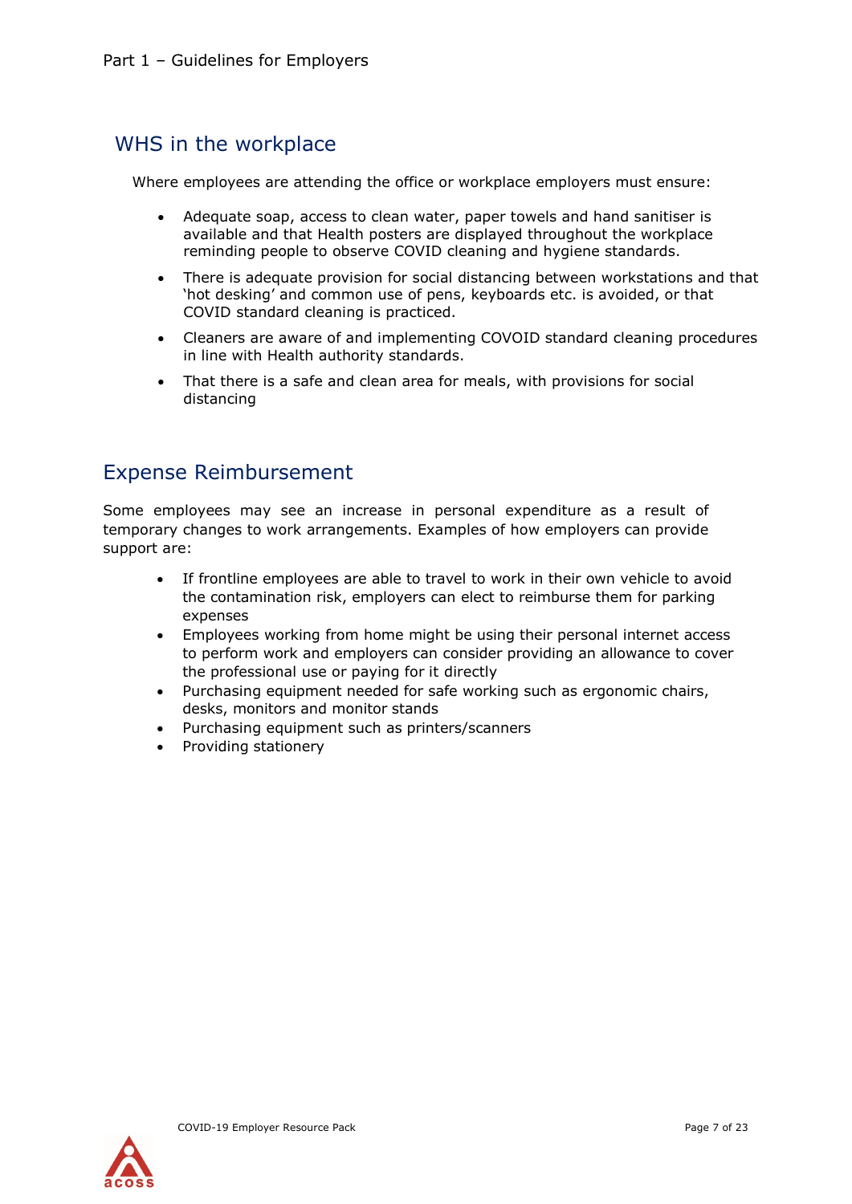## WHS in the workplace

Where employees are attending the office or workplace employers must ensure:

- Adequate soap, access to clean water, paper towels and hand sanitiser is available and that Health posters are displayed throughout the workplace reminding people to observe COVID cleaning and hygiene standards.
- There is adequate provision for social distancing between workstations and that 'hot desking' and common use of pens, keyboards etc. is avoided, or that COVID standard cleaning is practiced.
- Cleaners are aware of and implementing COVOID standard cleaning procedures in line with Health authority standards.
- That there is a safe and clean area for meals, with provisions for social distancing

## Expense Reimbursement

Some employees may see an increase in personal expenditure as a result of temporary changes to work arrangements. Examples of how employers can provide support are:

- If frontline employees are able to travel to work in their own vehicle to avoid the contamination risk, employers can elect to reimburse them for parking expenses
- Employees working from home might be using their personal internet access to perform work and employers can consider providing an allowance to cover the professional use or paying for it directly
- Purchasing equipment needed for safe working such as ergonomic chairs, desks, monitors and monitor stands
- Purchasing equipment such as printers/scanners
- Providing stationery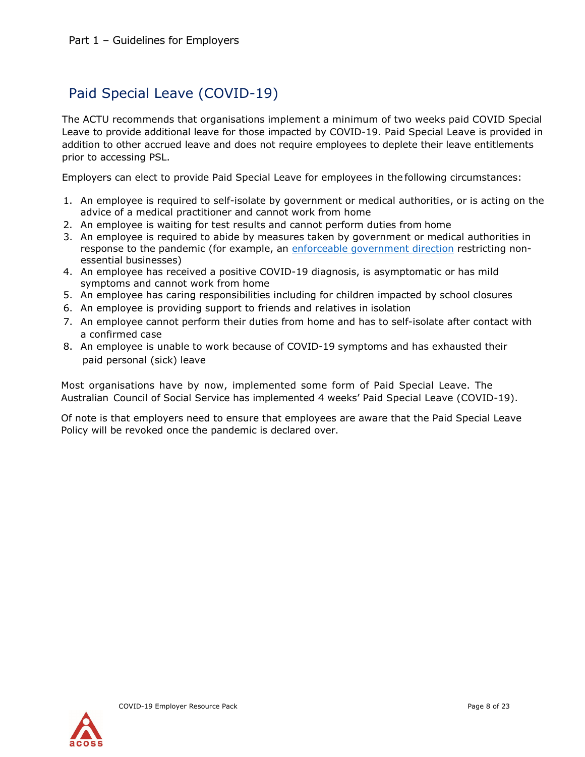Part 1 – Guidelines for Employers

## Paid Special Leave (COVID-19)

The ACTU recommends that organisations implement a minimum of two weeks paid COVID Special Leave to provide additional leave for those impacted by COVID-19. Paid Special Leave is provided in addition to other accrued leave and does not require employees to deplete their leave entitlements prior to accessing PSL.

Employers can elect to provide Paid Special Leave for employees in the following circumstances:

1. An employee is required to self-isolate by government or medical authorities, or is acting on the advice of a medical practitioner and cannot work from home
2. An employee is waiting for test results and cannot perform duties from home
3. An employee is required to abide by measures taken by government or medical authorities in response to the pandemic (for example, an [enforceable government direction]() restricting non-essential businesses)
4. An employee has received a positive COVID-19 diagnosis, is asymptomatic or has mild symptoms and cannot work from home
5. An employee has caring responsibilities including for children impacted by school closures
6. An employee is providing support to friends and relatives in isolation
7. An employee cannot perform their duties from home and has to self-isolate after contact with a confirmed case
8. An employee is unable to work because of COVID-19 symptoms and has exhausted their paid personal (sick) leave

Most organisations have by now, implemented some form of Paid Special Leave. The Australian Council of Social Service has implemented 4 weeks' Paid Special Leave (COVID-19).

Of note is that employers need to ensure that employees are aware that the Paid Special Leave Policy will be revoked once the pandemic is declared over.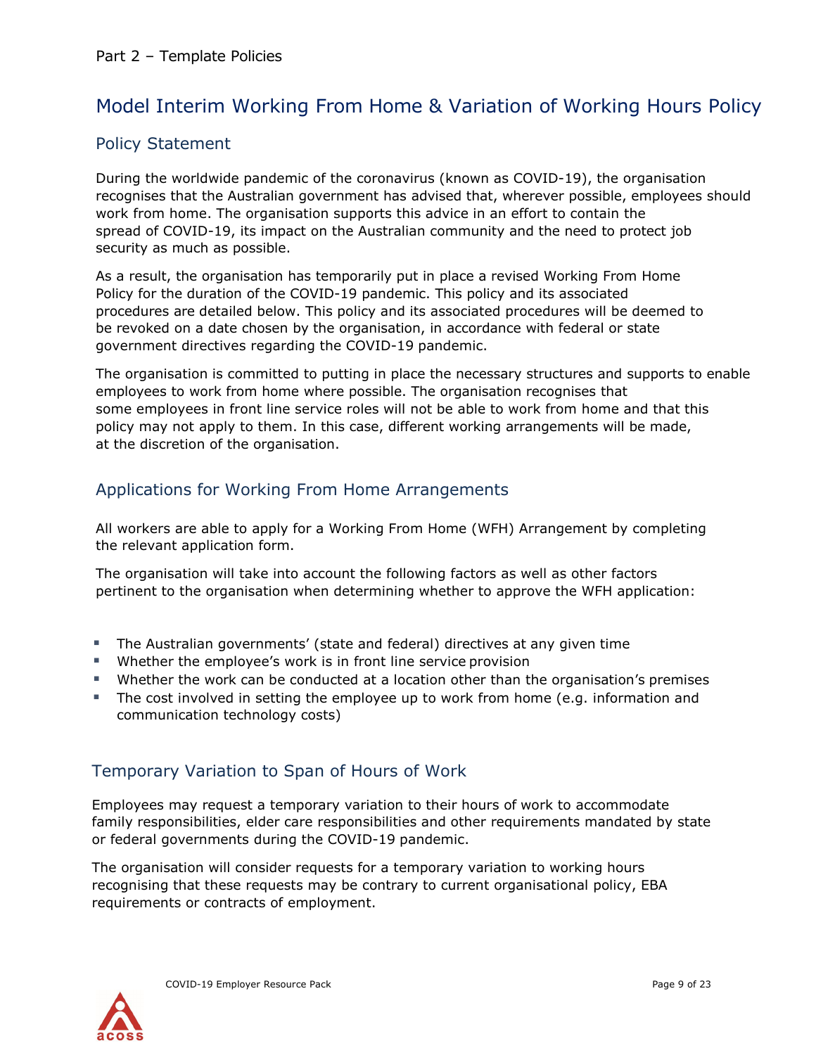Part 2 – Template Policies

# Model Interim Working From Home & Variation of Working Hours Policy

## Policy Statement

During the worldwide pandemic of the coronavirus (known as COVID-19), the organisation recognises that the Australian government has advised that, wherever possible, employees should work from home. The organisation supports this advice in an effort to contain the spread of COVID-19, its impact on the Australian community and the need to protect job security as much as possible.

As a result, the organisation has temporarily put in place a revised Working From Home Policy for the duration of the COVID-19 pandemic. This policy and its associated procedures are detailed below. This policy and its associated procedures will be deemed to be revoked on a date chosen by the organisation, in accordance with federal or state government directives regarding the COVID-19 pandemic.

The organisation is committed to putting in place the necessary structures and supports to enable employees to work from home where possible. The organisation recognises that some employees in front line service roles will not be able to work from home and that this policy may not apply to them. In this case, different working arrangements will be made, at the discretion of the organisation.

## Applications for Working From Home Arrangements

All workers are able to apply for a Working From Home (WFH) Arrangement by completing the relevant application form.

The organisation will take into account the following factors as well as other factors pertinent to the organisation when determining whether to approve the WFH application:

- The Australian governments' (state and federal) directives at any given time
- Whether the employee's work is in front line service provision
- Whether the work can be conducted at a location other than the organisation's premises
- The cost involved in setting the employee up to work from home (e.g. information and communication technology costs)

## Temporary Variation to Span of Hours of Work

Employees may request a temporary variation to their hours of work to accommodate family responsibilities, elder care responsibilities and other requirements mandated by state or federal governments during the COVID-19 pandemic.

The organisation will consider requests for a temporary variation to working hours recognising that these requests may be contrary to current organisational policy, EBA requirements or contracts of employment.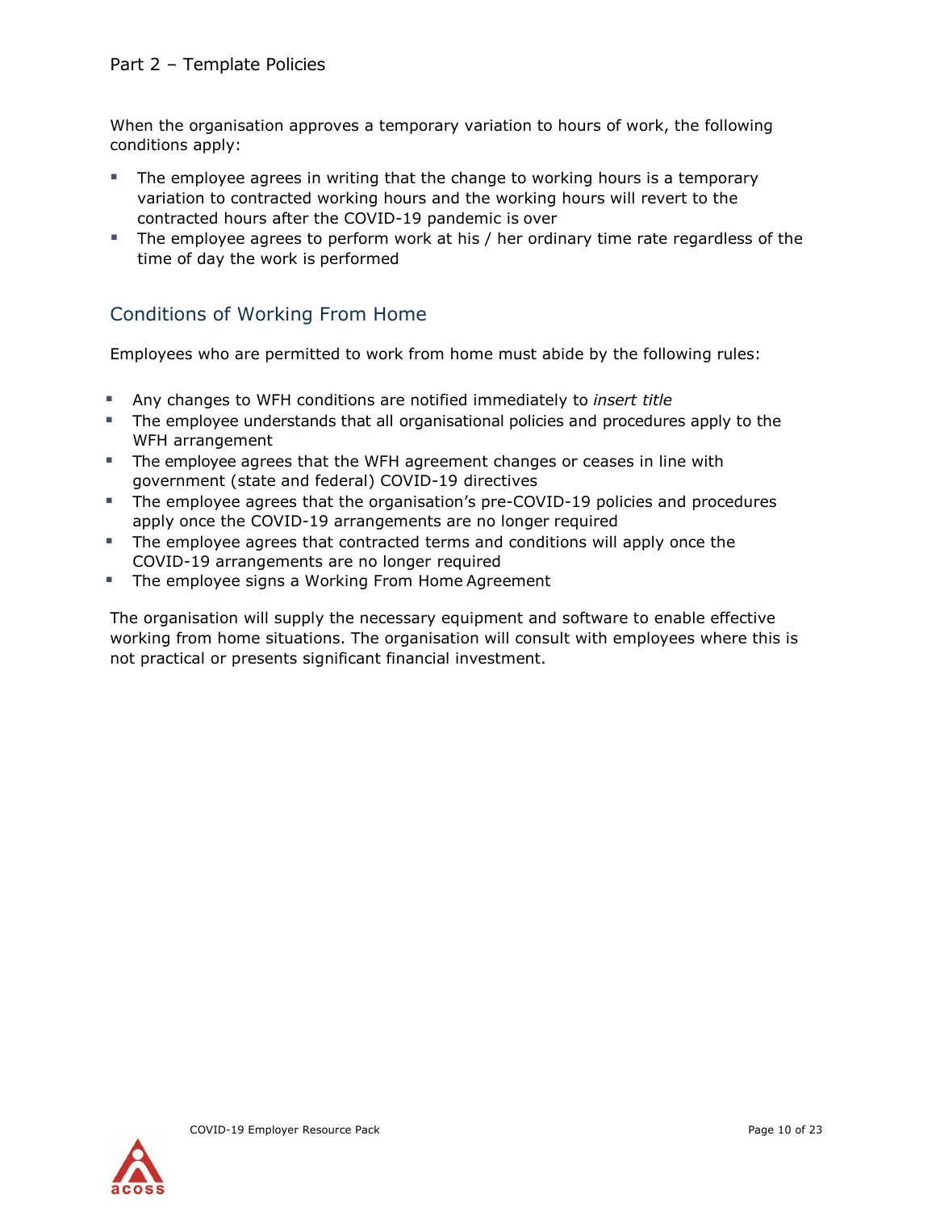When the organisation approves a temporary variation to hours of work, the following conditions apply:

- The employee agrees in writing that the change to working hours is a temporary variation to contracted working hours and the working hours will revert to the contracted hours after the COVID-19 pandemic is over
- The employee agrees to perform work at his / her ordinary time rate regardless of the time of day the work is performed

## Conditions of Working From Home

Employees who are permitted to work from home must abide by the following rules:

- Any changes to WFH conditions are notified immediately to *insert title*
- The employee understands that all organisational policies and procedures apply to the WFH arrangement
- The employee agrees that the WFH agreement changes or ceases in line with government (state and federal) COVID-19 directives
- The employee agrees that the organisation's pre-COVID-19 policies and procedures apply once the COVID-19 arrangements are no longer required
- The employee agrees that contracted terms and conditions will apply once the COVID-19 arrangements are no longer required
- The employee signs a Working From Home Agreement

The organisation will supply the necessary equipment and software to enable effective working from home situations. The organisation will consult with employees where this is not practical or presents significant financial investment.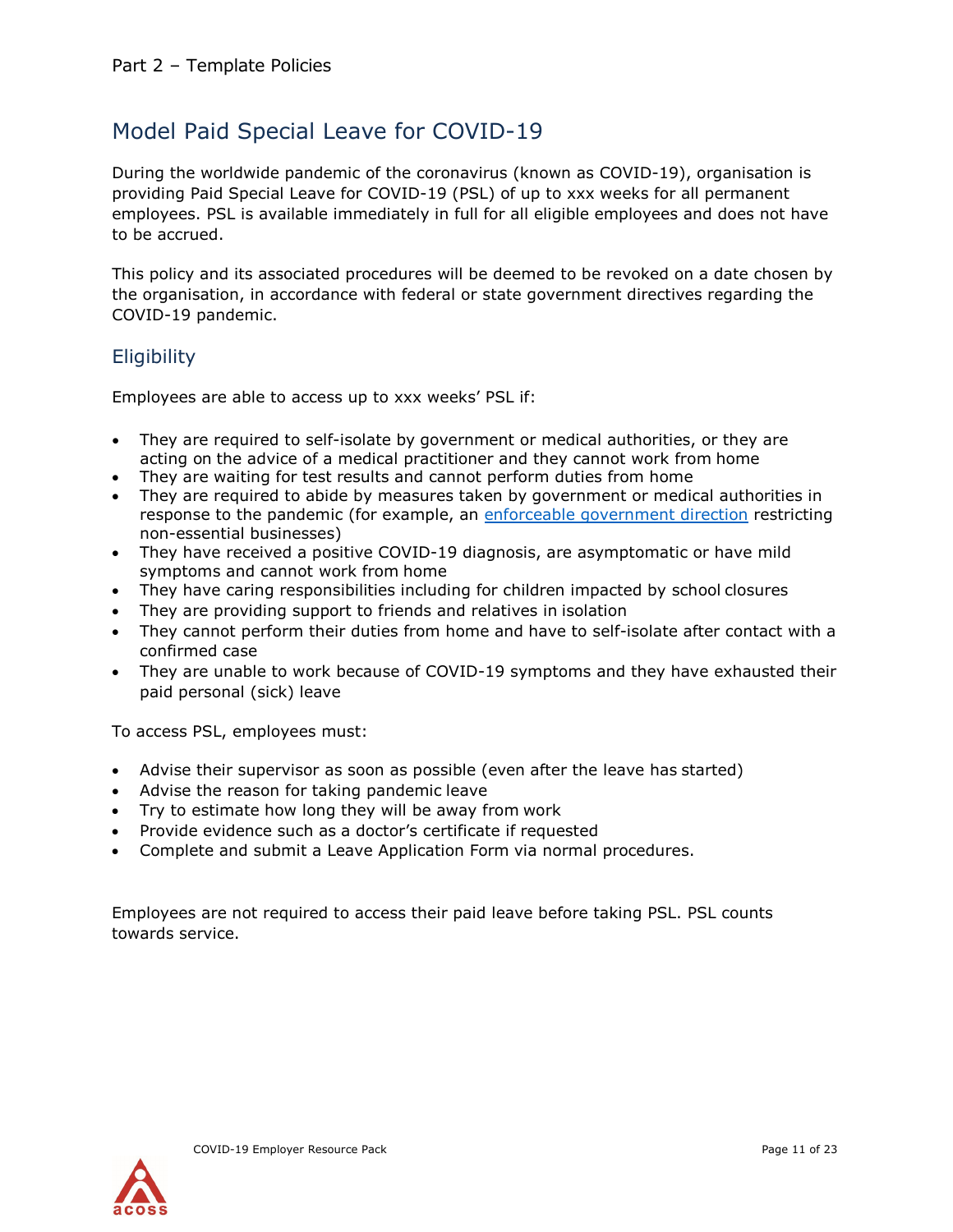Part 2 – Template Policies

# Model Paid Special Leave for COVID-19

During the worldwide pandemic of the coronavirus (known as COVID-19), organisation is providing Paid Special Leave for COVID-19 (PSL) of up to xxx weeks for all permanent employees. PSL is available immediately in full for all eligible employees and does not have to be accrued.

This policy and its associated procedures will be deemed to be revoked on a date chosen by the organisation, in accordance with federal or state government directives regarding the COVID-19 pandemic.

## Eligibility

Employees are able to access up to xxx weeks' PSL if:

- They are required to self-isolate by government or medical authorities, or they are acting on the advice of a medical practitioner and they cannot work from home
- They are waiting for test results and cannot perform duties from home
- They are required to abide by measures taken by government or medical authorities in response to the pandemic (for example, an enforceable government direction restricting non-essential businesses)
- They have received a positive COVID-19 diagnosis, are asymptomatic or have mild symptoms and cannot work from home
- They have caring responsibilities including for children impacted by school closures
- They are providing support to friends and relatives in isolation
- They cannot perform their duties from home and have to self-isolate after contact with a confirmed case
- They are unable to work because of COVID-19 symptoms and they have exhausted their paid personal (sick) leave

To access PSL, employees must:

- Advise their supervisor as soon as possible (even after the leave has started)
- Advise the reason for taking pandemic leave
- Try to estimate how long they will be away from work
- Provide evidence such as a doctor's certificate if requested
- Complete and submit a Leave Application Form via normal procedures.

Employees are not required to access their paid leave before taking PSL. PSL counts towards service.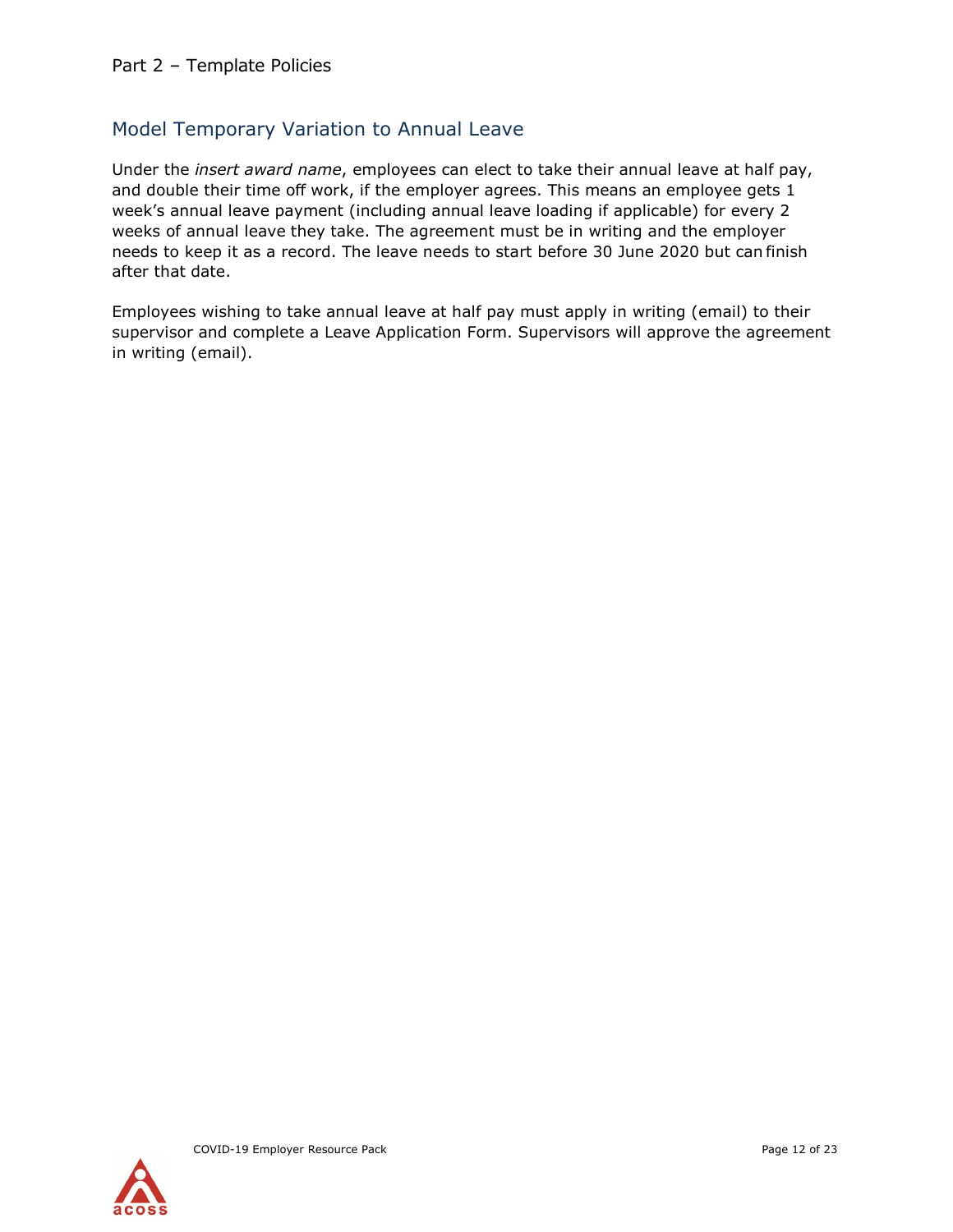## Model Temporary Variation to Annual Leave

Under the *insert award name*, employees can elect to take their annual leave at half pay, and double their time off work, if the employer agrees. This means an employee gets 1 week's annual leave payment (including annual leave loading if applicable) for every 2 weeks of annual leave they take. The agreement must be in writing and the employer needs to keep it as a record. The leave needs to start before 30 June 2020 but can finish after that date.

Employees wishing to take annual leave at half pay must apply in writing (email) to their supervisor and complete a Leave Application Form. Supervisors will approve the agreement in writing (email).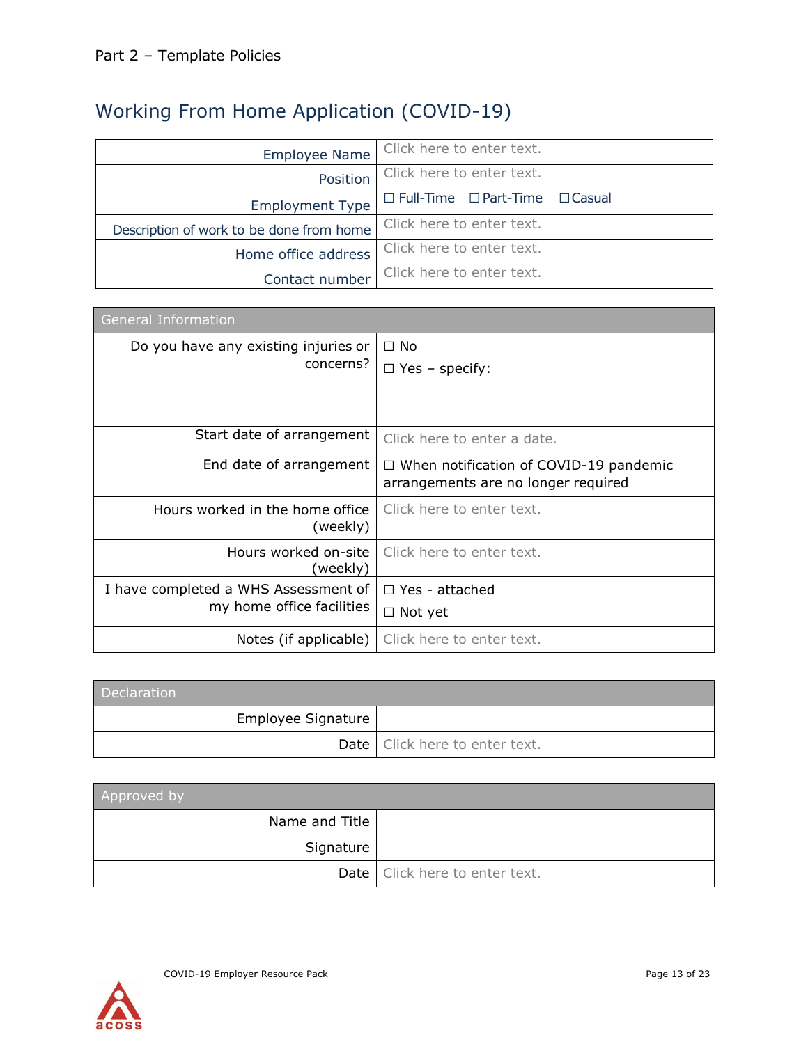Part 2 – Template Policies

## Working From Home Application (COVID-19)

| | |
|---|---|
| Employee Name | Click here to enter text. |
| Position | Click here to enter text. |
| Employment Type | ☐ Full-Time ☐ Part-Time ☐ Casual |
| Description of work to be done from home | Click here to enter text. |
| Home office address | Click here to enter text. |
| Contact number | Click here to enter text. |

| General Information | |
|---|---|
| Do you have any existing injuries or concerns? | ☐ No<br>☐ Yes – specify: |
| Start date of arrangement | Click here to enter a date. |
| End date of arrangement | ☐ When notification of COVID-19 pandemic arrangements are no longer required |
| Hours worked in the home office (weekly) | Click here to enter text. |
| Hours worked on-site (weekly) | Click here to enter text. |
| I have completed a WHS Assessment of my home office facilities | ☐ Yes - attached<br>☐ Not yet |
| Notes (if applicable) | Click here to enter text. |

| Declaration | |
|---|---|
| Employee Signature | |
| Date | Click here to enter text. |

| Approved by | |
|---|---|
| Name and Title | |
| Signature | |
| Date | Click here to enter text. |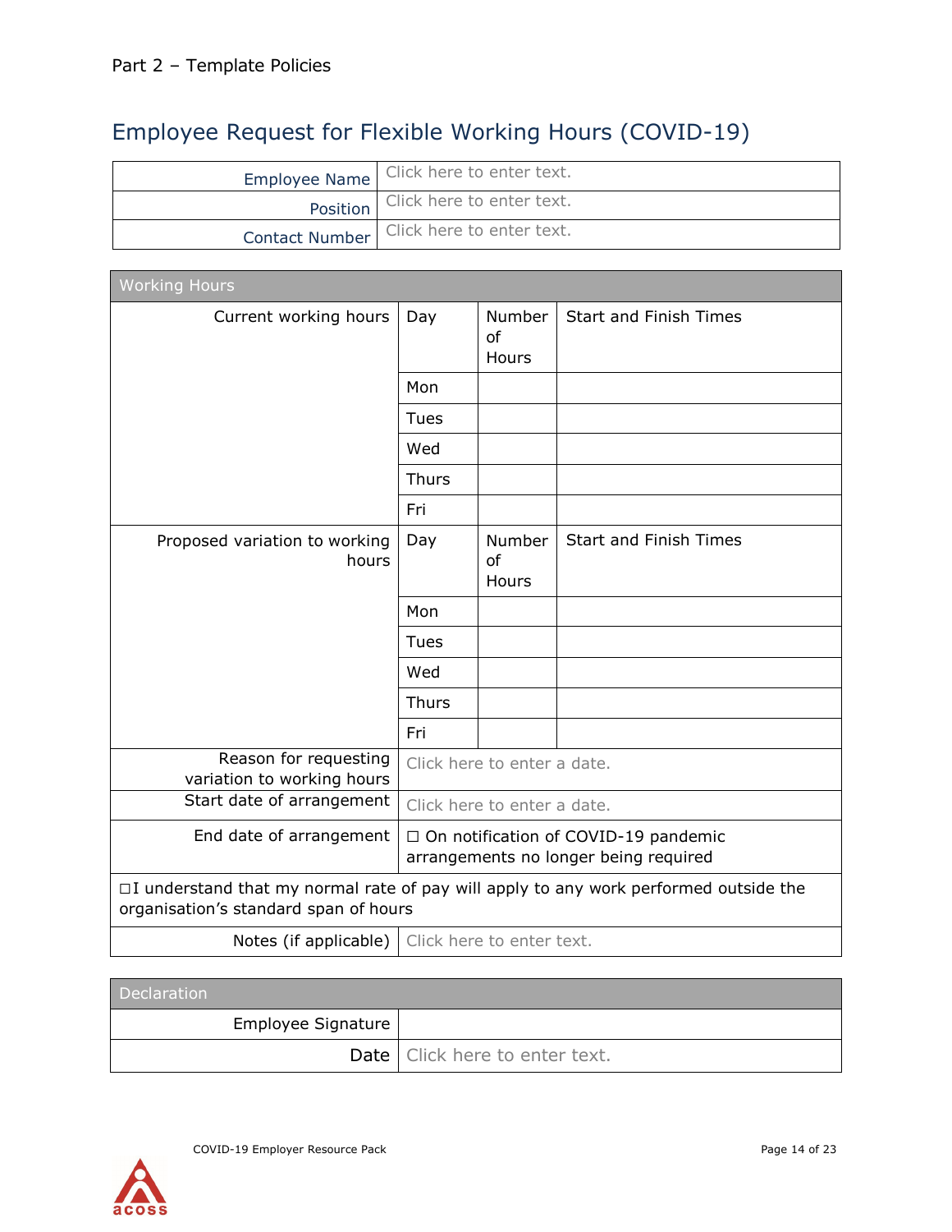Part 2 – Template Policies

## Employee Request for Flexible Working Hours (COVID-19)

| | |
|---|---|
| Employee Name | Click here to enter text. |
| Position | Click here to enter text. |
| Contact Number | Click here to enter text. |

| Working Hours | | | |
|---|---|---|---|
| Current working hours | Day | Number of Hours | Start and Finish Times |
| | Mon | | |
| | Tues | | |
| | Wed | | |
| | Thurs | | |
| | Fri | | |
| Proposed variation to working hours | Day | Number of Hours | Start and Finish Times |
| | Mon | | |
| | Tues | | |
| | Wed | | |
| | Thurs | | |
| | Fri | | |
| Reason for requesting variation to working hours | Click here to enter a date. | | |
| Start date of arrangement | Click here to enter a date. | | |
| End date of arrangement | ☐ On notification of COVID-19 pandemic arrangements no longer being required | | |
| ☐I understand that my normal rate of pay will apply to any work performed outside the organisation's standard span of hours | | | |
| Notes (if applicable) | Click here to enter text. | | |

| Declaration | |
|---|---|
| Employee Signature | |
| Date | Click here to enter text. |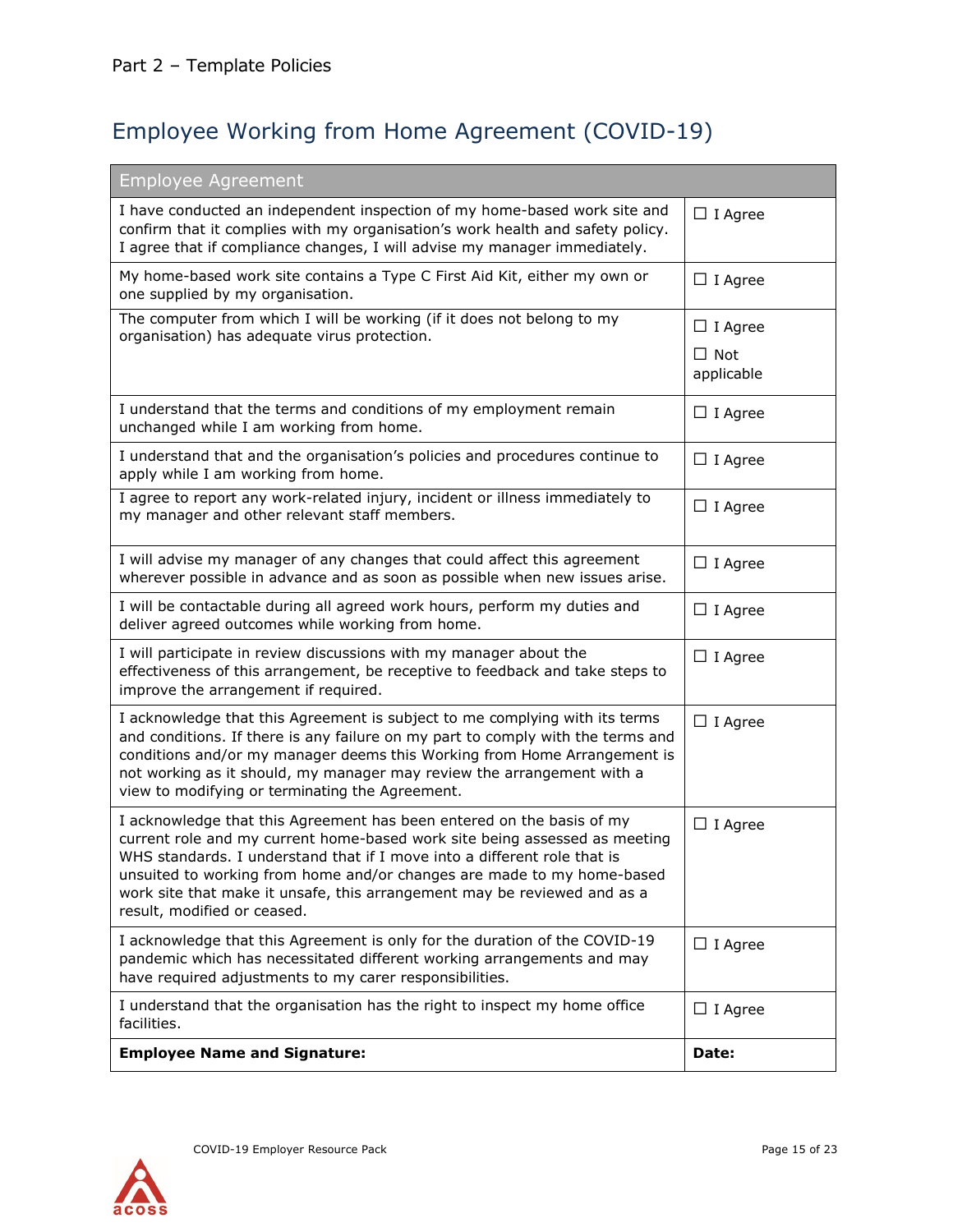Part 2 – Template Policies

# Employee Working from Home Agreement (COVID-19)

| Employee Agreement | |
|---|---|
| I have conducted an independent inspection of my home-based work site and confirm that it complies with my organisation's work health and safety policy. I agree that if compliance changes, I will advise my manager immediately. | ☐ I Agree |
| My home-based work site contains a Type C First Aid Kit, either my own or one supplied by my organisation. | ☐ I Agree |
| The computer from which I will be working (if it does not belong to my organisation) has adequate virus protection. | ☐ I Agree<br>☐ Not applicable |
| I understand that the terms and conditions of my employment remain unchanged while I am working from home. | ☐ I Agree |
| I understand that and the organisation's policies and procedures continue to apply while I am working from home. | ☐ I Agree |
| I agree to report any work-related injury, incident or illness immediately to my manager and other relevant staff members. | ☐ I Agree |
| I will advise my manager of any changes that could affect this agreement wherever possible in advance and as soon as possible when new issues arise. | ☐ I Agree |
| I will be contactable during all agreed work hours, perform my duties and deliver agreed outcomes while working from home. | ☐ I Agree |
| I will participate in review discussions with my manager about the effectiveness of this arrangement, be receptive to feedback and take steps to improve the arrangement if required. | ☐ I Agree |
| I acknowledge that this Agreement is subject to me complying with its terms and conditions. If there is any failure on my part to comply with the terms and conditions and/or my manager deems this Working from Home Arrangement is not working as it should, my manager may review the arrangement with a view to modifying or terminating the Agreement. | ☐ I Agree |
| I acknowledge that this Agreement has been entered on the basis of my current role and my current home-based work site being assessed as meeting WHS standards. I understand that if I move into a different role that is unsuited to working from home and/or changes are made to my home-based work site that make it unsafe, this arrangement may be reviewed and as a result, modified or ceased. | ☐ I Agree |
| I acknowledge that this Agreement is only for the duration of the COVID-19 pandemic which has necessitated different working arrangements and may have required adjustments to my carer responsibilities. | ☐ I Agree |
| I understand that the organisation has the right to inspect my home office facilities. | ☐ I Agree |
| **Employee Name and Signature:** | **Date:** |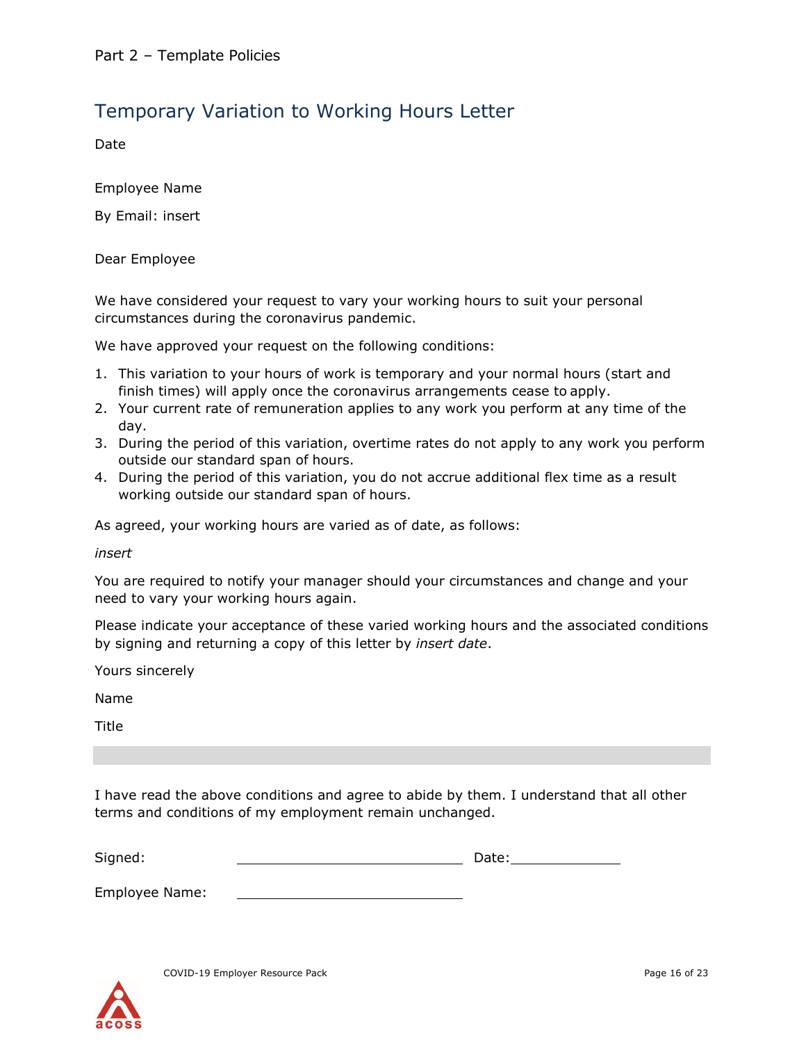# Temporary Variation to Working Hours Letter

Date

Employee Name

By Email: insert

Dear Employee

We have considered your request to vary your working hours to suit your personal circumstances during the coronavirus pandemic.

We have approved your request on the following conditions:

1. This variation to your hours of work is temporary and your normal hours (start and finish times) will apply once the coronavirus arrangements cease to apply.
2. Your current rate of remuneration applies to any work you perform at any time of the day.
3. During the period of this variation, overtime rates do not apply to any work you perform outside our standard span of hours.
4. During the period of this variation, you do not accrue additional flex time as a result working outside our standard span of hours.

As agreed, your working hours are varied as of date, as follows:

*insert*

You are required to notify your manager should your circumstances and change and your need to vary your working hours again.

Please indicate your acceptance of these varied working hours and the associated conditions by signing and returning a copy of this letter by *insert date*.

Yours sincerely

Name

Title

---

I have read the above conditions and agree to abide by them. I understand that all other terms and conditions of my employment remain unchanged.

Signed: \_\_\_\_\_\_\_\_\_\_\_\_\_\_\_\_\_\_\_\_\_\_\_\_\_\_\_\_ Date: \_\_\_\_\_\_\_\_\_\_\_\_\_\_

Employee Name: \_\_\_\_\_\_\_\_\_\_\_\_\_\_\_\_\_\_\_\_\_\_\_\_\_\_\_\_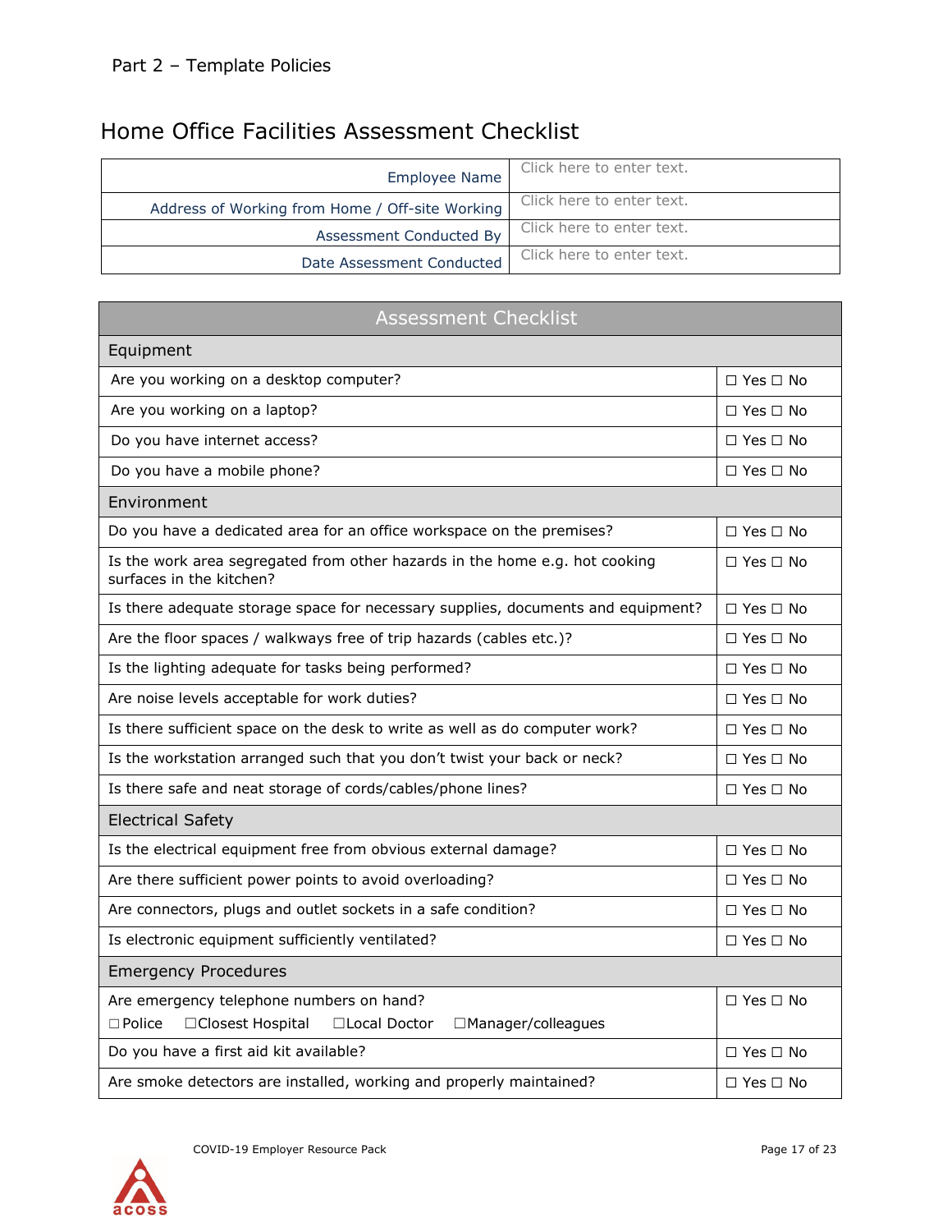# Home Office Facilities Assessment Checklist

| | |
|---|---|
| Employee Name | Click here to enter text. |
| Address of Working from Home / Off-site Working | Click here to enter text. |
| Assessment Conducted By | Click here to enter text. |
| Date Assessment Conducted | Click here to enter text. |

| Assessment Checklist | |
|---|---|
| **Equipment** | |
| Are you working on a desktop computer? | ☐ Yes ☐ No |
| Are you working on a laptop? | ☐ Yes ☐ No |
| Do you have internet access? | ☐ Yes ☐ No |
| Do you have a mobile phone? | ☐ Yes ☐ No |
| **Environment** | |
| Do you have a dedicated area for an office workspace on the premises? | ☐ Yes ☐ No |
| Is the work area segregated from other hazards in the home e.g. hot cooking surfaces in the kitchen? | ☐ Yes ☐ No |
| Is there adequate storage space for necessary supplies, documents and equipment? | ☐ Yes ☐ No |
| Are the floor spaces / walkways free of trip hazards (cables etc.)? | ☐ Yes ☐ No |
| Is the lighting adequate for tasks being performed? | ☐ Yes ☐ No |
| Are noise levels acceptable for work duties? | ☐ Yes ☐ No |
| Is there sufficient space on the desk to write as well as do computer work? | ☐ Yes ☐ No |
| Is the workstation arranged such that you don't twist your back or neck? | ☐ Yes ☐ No |
| Is there safe and neat storage of cords/cables/phone lines? | ☐ Yes ☐ No |
| **Electrical Safety** | |
| Is the electrical equipment free from obvious external damage? | ☐ Yes ☐ No |
| Are there sufficient power points to avoid overloading? | ☐ Yes ☐ No |
| Are connectors, plugs and outlet sockets in a safe condition? | ☐ Yes ☐ No |
| Is electronic equipment sufficiently ventilated? | ☐ Yes ☐ No |
| **Emergency Procedures** | |
| Are emergency telephone numbers on hand?<br>☐ Police ☐ Closest Hospital ☐ Local Doctor ☐ Manager/colleagues | ☐ Yes ☐ No |
| Do you have a first aid kit available? | ☐ Yes ☐ No |
| Are smoke detectors are installed, working and properly maintained? | ☐ Yes ☐ No |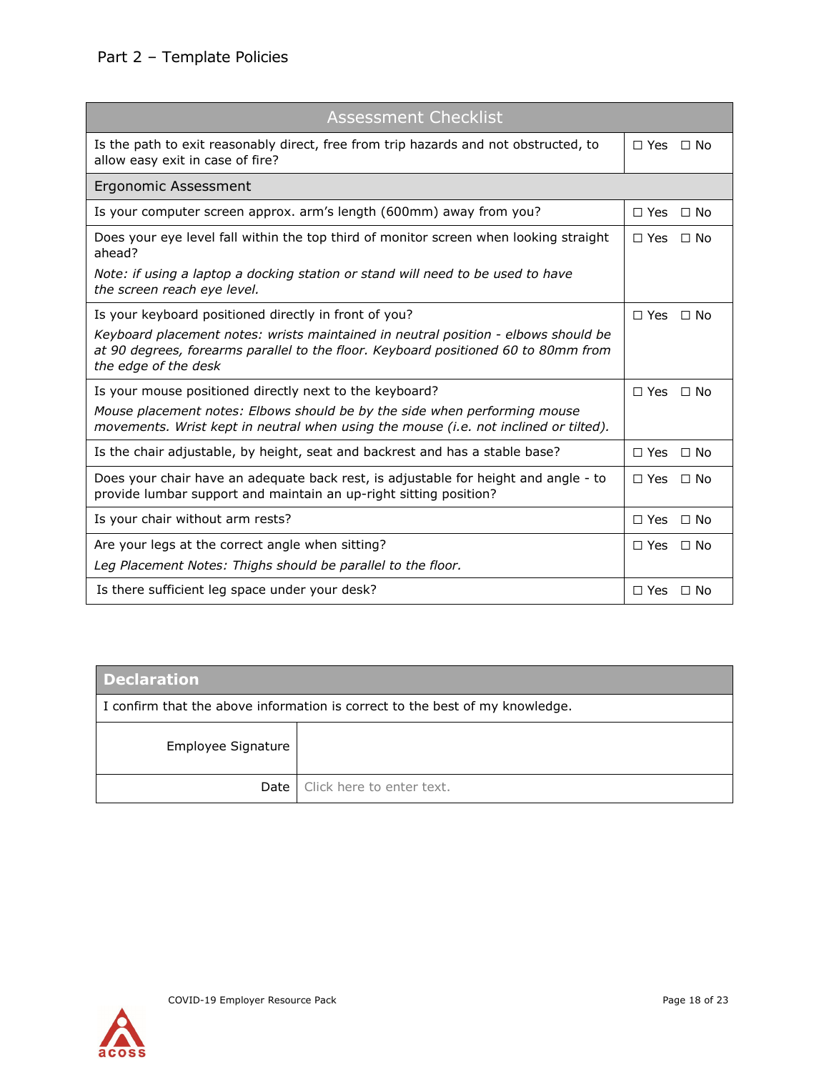| Assessment Checklist | |
|---|---|
| Is the path to exit reasonably direct, free from trip hazards and not obstructed, to allow easy exit in case of fire? | ☐ Yes ☐ No |
| **Ergonomic Assessment** | |
| Is your computer screen approx. arm's length (600mm) away from you? | ☐ Yes ☐ No |
| Does your eye level fall within the top third of monitor screen when looking straight ahead?<br>*Note: if using a laptop a docking station or stand will need to be used to have the screen reach eye level.* | ☐ Yes ☐ No |
| Is your keyboard positioned directly in front of you?<br>*Keyboard placement notes: wrists maintained in neutral position - elbows should be at 90 degrees, forearms parallel to the floor. Keyboard positioned 60 to 80mm from the edge of the desk* | ☐ Yes ☐ No |
| Is your mouse positioned directly next to the keyboard?<br>*Mouse placement notes: Elbows should be by the side when performing mouse movements. Wrist kept in neutral when using the mouse (i.e. not inclined or tilted).* | ☐ Yes ☐ No |
| Is the chair adjustable, by height, seat and backrest and has a stable base? | ☐ Yes ☐ No |
| Does your chair have an adequate back rest, is adjustable for height and angle - to provide lumbar support and maintain an up-right sitting position? | ☐ Yes ☐ No |
| Is your chair without arm rests? | ☐ Yes ☐ No |
| Are your legs at the correct angle when sitting?<br>*Leg Placement Notes: Thighs should be parallel to the floor.* | ☐ Yes ☐ No |
| Is there sufficient leg space under your desk? | ☐ Yes ☐ No |

| **Declaration** | |
|---|---|
| I confirm that the above information is correct to the best of my knowledge. | |
| Employee Signature | |
| Date | Click here to enter text. |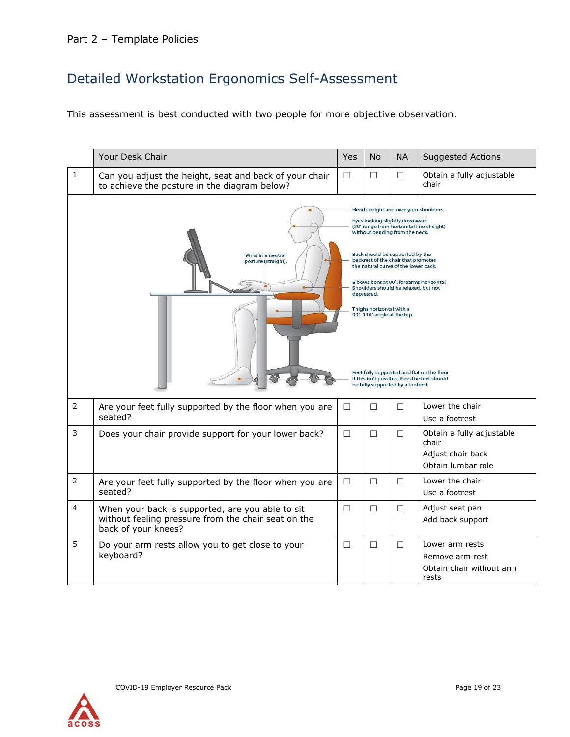## Detailed Workstation Ergonomics Self-Assessment

This assessment is best conducted with two people for more objective observation.

| | Your Desk Chair | Yes | No | NA | Suggested Actions |
|---|---|---|---|---|---|
| 1 | Can you adjust the height, seat and back of your chair to achieve the posture in the diagram below? | ☐ | ☐ | ☐ | Obtain a fully adjustable chair |
| | Head upright and over your shoulders. Eyes looking slightly downward (30° range from horizontal line of sight) without bending from the neck. Back should be supported by the backrest of the chair that promotes the natural curve of the lower back. Elbows bent at 90°, forearms horizontal. Shoulders should be relaxed, but not depressed. Thighs horizontal with a 90°–110° angle at the hip. Feet fully supported and flat on the floor. If this isn't possible, then the feet should be fully supported by a footrest. Wrist in a neutral posture (straight). | | | | |
| 2 | Are your feet fully supported by the floor when you are seated? | ☐ | ☐ | ☐ | Lower the chair<br>Use a footrest |
| 3 | Does your chair provide support for your lower back? | ☐ | ☐ | ☐ | Obtain a fully adjustable chair<br>Adjust chair back<br>Obtain lumbar role |
| 2 | Are your feet fully supported by the floor when you are seated? | ☐ | ☐ | ☐ | Lower the chair<br>Use a footrest |
| 4 | When your back is supported, are you able to sit without feeling pressure from the chair seat on the back of your knees? | ☐ | ☐ | ☐ | Adjust seat pan<br>Add back support |
| 5 | Do your arm rests allow you to get close to your keyboard? | ☐ | ☐ | ☐ | Lower arm rests<br>Remove arm rest<br>Obtain chair without arm rests |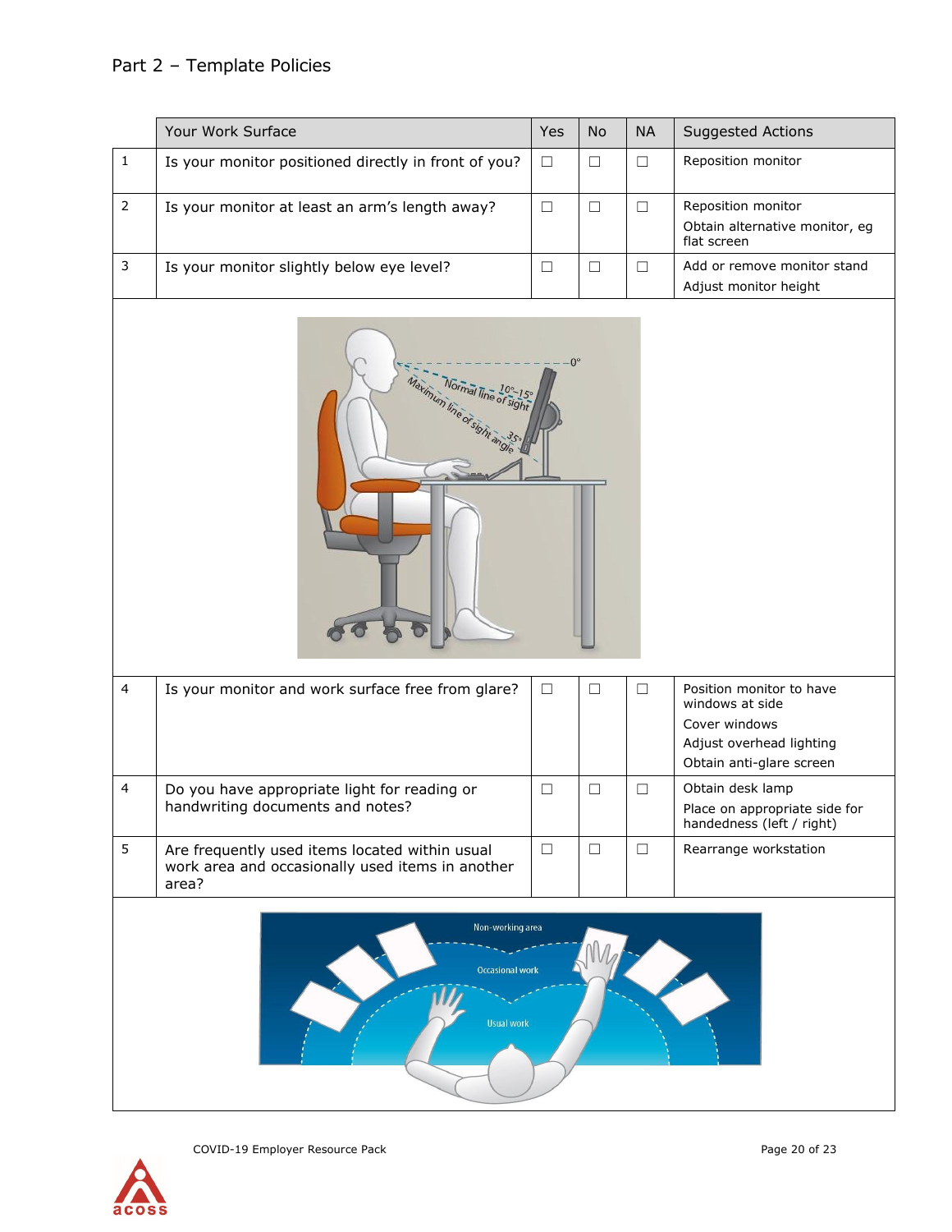## Part 2 – Template Policies

| | Your Work Surface | Yes | No | NA | Suggested Actions |
|---|---|---|---|---|---|
| 1 | Is your monitor positioned directly in front of you? | ☐ | ☐ | ☐ | Reposition monitor |
| 2 | Is your monitor at least an arm's length away? | ☐ | ☐ | ☐ | Reposition monitor<br>Obtain alternative monitor, eg flat screen |
| 3 | Is your monitor slightly below eye level? | ☐ | ☐ | ☐ | Add or remove monitor stand<br>Adjust monitor height |
| 4 | Is your monitor and work surface free from glare? | ☐ | ☐ | ☐ | Position monitor to have windows at side<br>Cover windows<br>Adjust overhead lighting<br>Obtain anti-glare screen |
| 4 | Do you have appropriate light for reading or handwriting documents and notes? | ☐ | ☐ | ☐ | Obtain desk lamp<br>Place on appropriate side for handedness (left / right) |
| 5 | Are frequently used items located within usual work area and occasionally used items in another area? | ☐ | ☐ | ☐ | Rearrange workstation |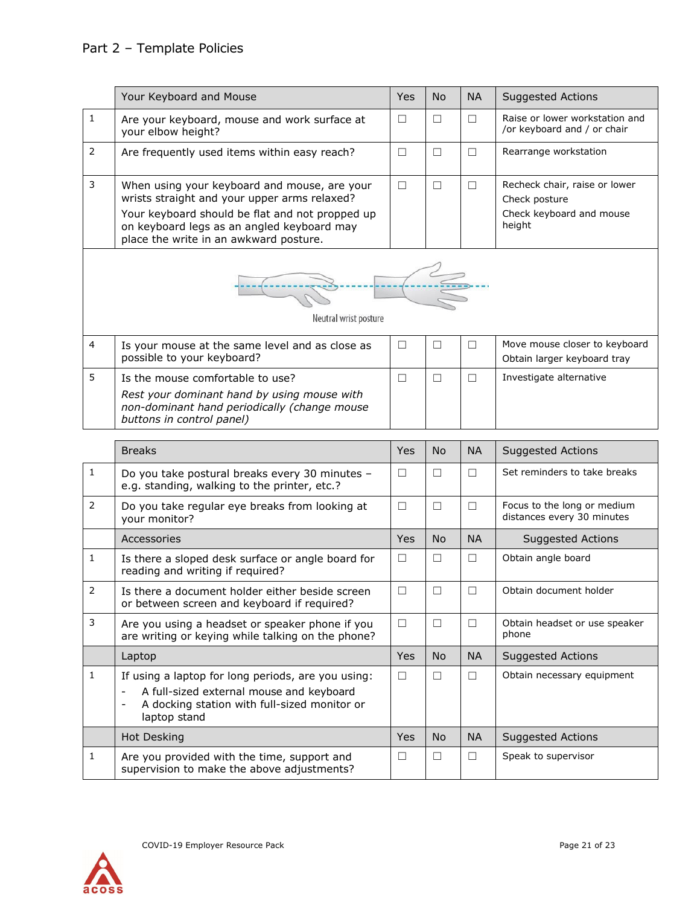## Part 2 – Template Policies

| | Your Keyboard and Mouse | Yes | No | NA | Suggested Actions |
|---|---|---|---|---|---|
| 1 | Are your keyboard, mouse and work surface at your elbow height? | ☐ | ☐ | ☐ | Raise or lower workstation and /or keyboard and / or chair |
| 2 | Are frequently used items within easy reach? | ☐ | ☐ | ☐ | Rearrange workstation |
| 3 | When using your keyboard and mouse, are your wrists straight and your upper arms relaxed?<br>Your keyboard should be flat and not propped up on keyboard legs as an angled keyboard may place the write in an awkward posture. | ☐ | ☐ | ☐ | Recheck chair, raise or lower<br>Check posture<br>Check keyboard and mouse height |
| | Neutral wrist posture | | | | |
| 4 | Is your mouse at the same level and as close as possible to your keyboard? | ☐ | ☐ | ☐ | Move mouse closer to keyboard<br>Obtain larger keyboard tray |
| 5 | Is the mouse comfortable to use?<br>*Rest your dominant hand by using mouse with non-dominant hand periodically (change mouse buttons in control panel)* | ☐ | ☐ | ☐ | Investigate alternative |

| | Breaks | Yes | No | NA | Suggested Actions |
|---|---|---|---|---|---|
| 1 | Do you take postural breaks every 30 minutes – e.g. standing, walking to the printer, etc.? | ☐ | ☐ | ☐ | Set reminders to take breaks |
| 2 | Do you take regular eye breaks from looking at your monitor? | ☐ | ☐ | ☐ | Focus to the long or medium distances every 30 minutes |
| | **Accessories** | **Yes** | **No** | **NA** | **Suggested Actions** |
| 1 | Is there a sloped desk surface or angle board for reading and writing if required? | ☐ | ☐ | ☐ | Obtain angle board |
| 2 | Is there a document holder either beside screen or between screen and keyboard if required? | ☐ | ☐ | ☐ | Obtain document holder |
| 3 | Are you using a headset or speaker phone if you are writing or keying while talking on the phone? | ☐ | ☐ | ☐ | Obtain headset or use speaker phone |
| | **Laptop** | **Yes** | **No** | **NA** | **Suggested Actions** |
| 1 | If using a laptop for long periods, are you using:<br>- A full-sized external mouse and keyboard<br>- A docking station with full-sized monitor or laptop stand | ☐ | ☐ | ☐ | Obtain necessary equipment |
| | **Hot Desking** | **Yes** | **No** | **NA** | **Suggested Actions** |
| 1 | Are you provided with the time, support and supervision to make the above adjustments? | ☐ | ☐ | ☐ | Speak to supervisor |

COVID-19 Employer Resource Pack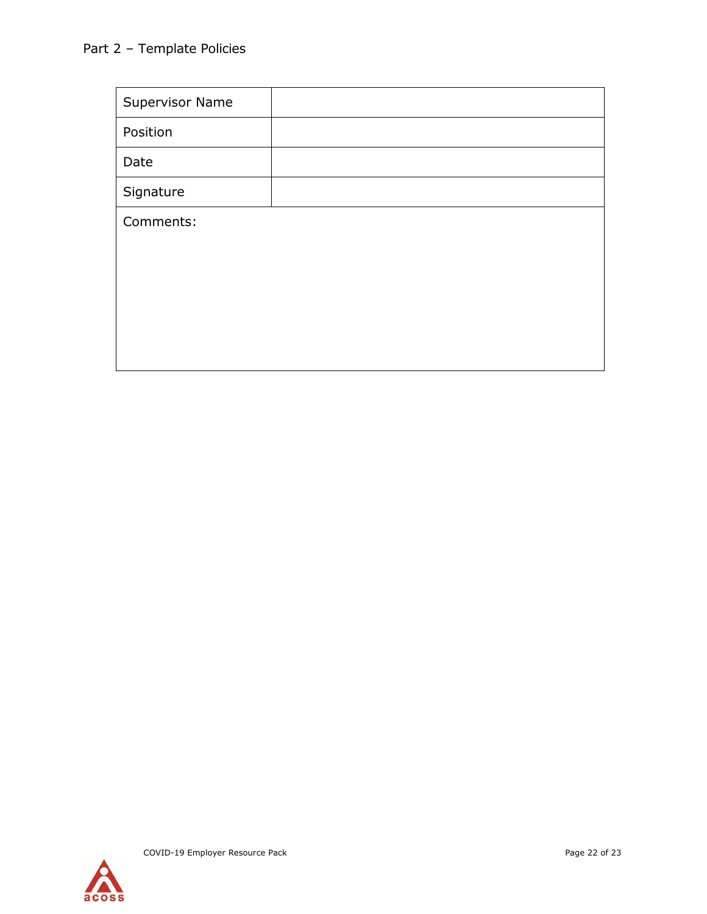| Supervisor Name | |
| --- | --- |
| Position | |
| Date | |
| Signature | |
| Comments: | |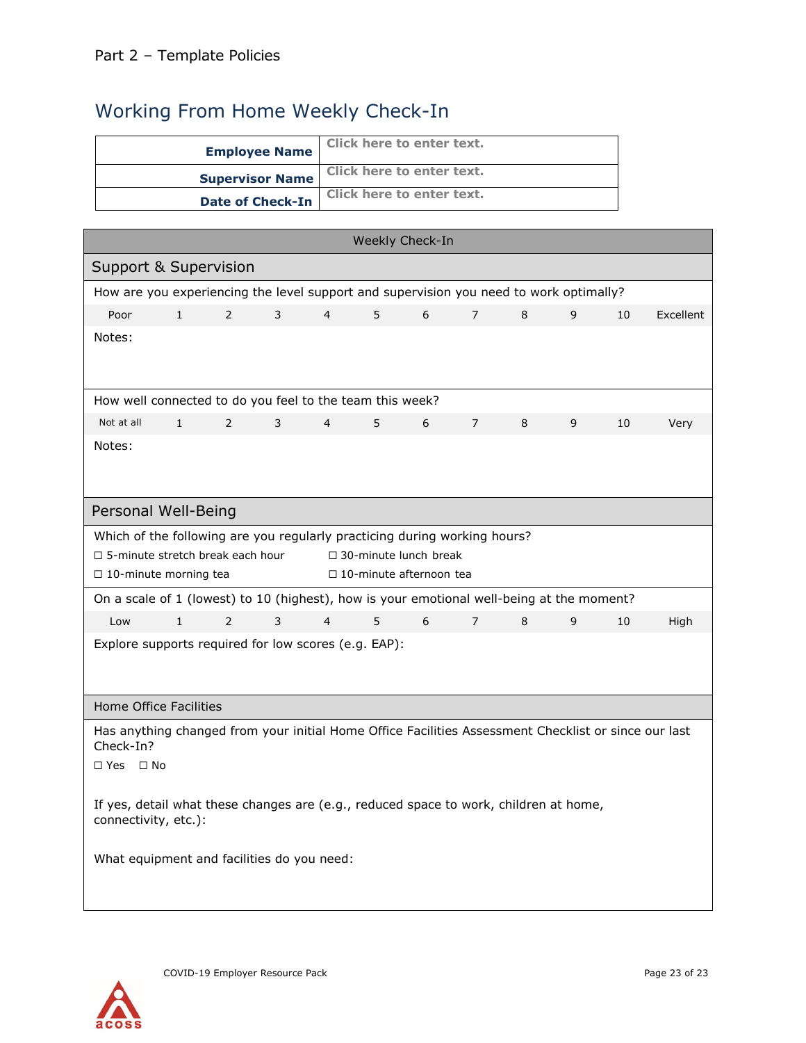Part 2 – Template Policies

## Working From Home Weekly Check-In

| | |
|---|---|
| **Employee Name** | Click here to enter text. |
| **Supervisor Name** | Click here to enter text. |
| **Date of Check-In** | Click here to enter text. |

### Weekly Check-In

#### Support & Supervision

How are you experiencing the level support and supervision you need to work optimally?

| Poor | 1 | 2 | 3 | 4 | 5 | 6 | 7 | 8 | 9 | 10 | Excellent |
|---|---|---|---|---|---|---|---|---|---|---|---|

Notes:

How well connected to do you feel to the team this week?

| Not at all | 1 | 2 | 3 | 4 | 5 | 6 | 7 | 8 | 9 | 10 | Very |
|---|---|---|---|---|---|---|---|---|---|---|---|

Notes:

#### Personal Well-Being

Which of the following are you regularly practicing during working hours?

☐ 5-minute stretch break each hour
☐ 30-minute lunch break
☐ 10-minute morning tea
☐ 10-minute afternoon tea

On a scale of 1 (lowest) to 10 (highest), how is your emotional well-being at the moment?

| Low | 1 | 2 | 3 | 4 | 5 | 6 | 7 | 8 | 9 | 10 | High |
|---|---|---|---|---|---|---|---|---|---|---|---|

Explore supports required for low scores (e.g. EAP):

#### Home Office Facilities

Has anything changed from your initial Home Office Facilities Assessment Checklist or since our last Check-In?

☐ Yes ☐ No

If yes, detail what these changes are (e.g., reduced space to work, children at home, connectivity, etc.):

What equipment and facilities do you need: